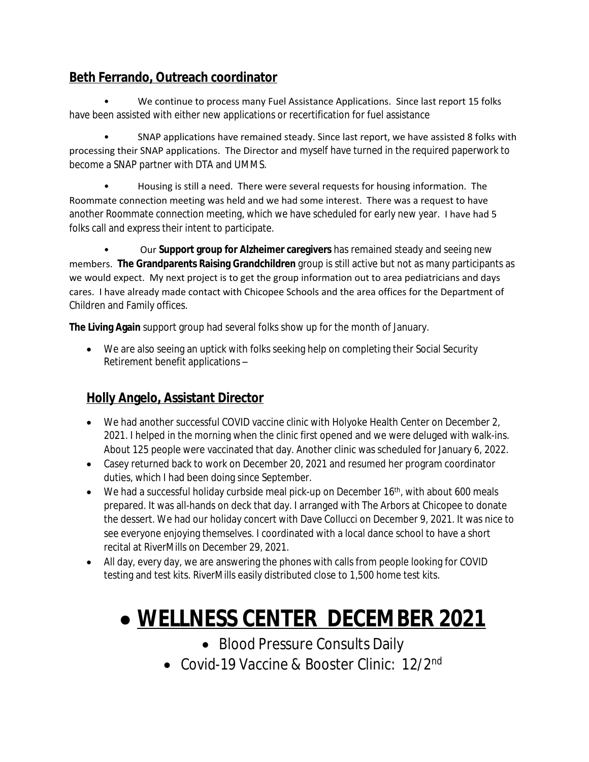## Beth Ferrando, Outreach coordinator

- We continue to process many Fuel Assistance Applications. Since last report 15 folks have been assisted with either new applications or recertification for fuel assistance

- SNAP applications have remained steady. Since last report, we have assisted 8 folks with processing their SNAP applications. The Director and myself have turned in the required paperwork to become a SNAP partner with DTA and UMMS.

- Housing is still a need. There were several requests for housing information. The Roommate connection meeting was held and we had some interest. There was a request to have another Roommate connection meeting, which we have scheduled for early new year. I have had 5 folks call and express their intent to participate.

- Our **Support group for Alzheimer caregivers** has remained steady and seeing new members. **The Grandparents Raising Grandchildren** group is still active but not as many participants as we would expect. My next project is to get the group information out to area pediatricians and days cares. I have already made contact with Chicopee Schools and the area offices for the Department of Children and Family offices.

**The Living Again** support group had several folks show up for the month of January.

- We are also seeing an uptick with folks seeking help on completing their Social Security Retirement benefit applications –

## Holly Angelo, Assistant Director

- We had another successful COVID vaccine clinic with Holyoke Health Center on December 2, 2021. I helped in the morning when the clinic first opened and we were deluged with walk-ins. About 125 people were vaccinated that day. Another clinic was scheduled for January 6, 2022.
- Casey returned back to work on December 20, 2021 and resumed her program coordinator duties, which I had been doing since September.
- We had a successful holiday curbside meal pick-up on December 16th, with about 600 meals prepared. It was all-hands on deck that day. I arranged with The Arbors at Chicopee to donate the dessert. We had our holiday concert with Dave Collucci on December 9, 2021. It was nice to see everyone enjoying themselves. I coordinated with a local dance school to have a short recital at RiverMills on December 29, 2021.
- All day, every day, we are answering the phones with calls from people looking for COVID testing and test kits. RiverMills easily distributed close to 1,500 home test kits.

# WELLNESS CENTER DECEMBER 2021

- Blood Pressure Consults Daily
- Covid-19 Vaccine & Booster Clinic: 12/2nd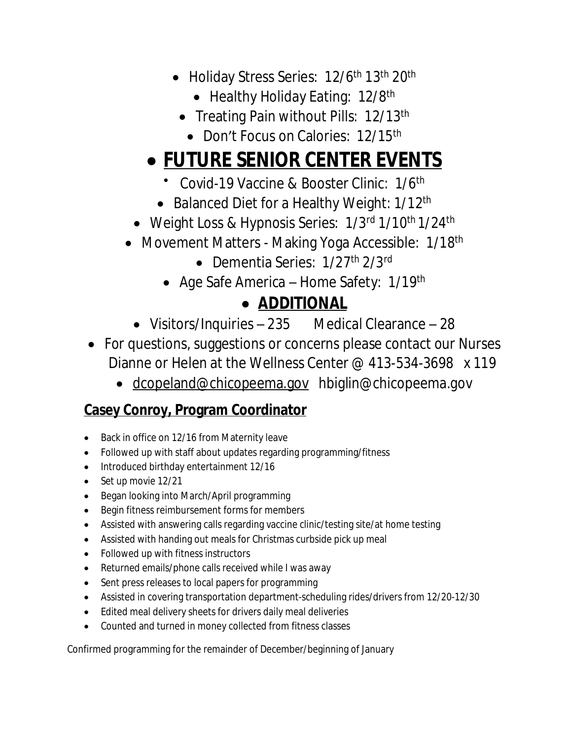- Holiday Stress Series: 12/6th 13th 20th
- Healthy Holiday Eating: 12/8th
- Treating Pain without Pills: 12/13th
- Don't Focus on Calories: 12/15th

## **FUTURE SENIOR CENTER EVENTS**

- Covid-19 Vaccine & Booster Clinic: 1/6th
- Balanced Diet for a Healthy Weight: 1/12th
- Weight Loss & Hypnosis Series: 1/3rd 1/10th 1/24th
- Movement Matters - Making Yoga Accessible: 1/18th
- Dementia Series: 1/27th 2/3rd
- Age Safe America – Home Safety: 1/19th

## **ADDITIONAL**

- Visitors/Inquiries – 235 Medical Clearance – 28
- For questions, suggestions or concerns please contact our Nurses Dianne or Helen at the Wellness Center @ 413-534-3698 x 119
- dcopeland@chicopeema.gov hbiglin@chicopeema.gov

### **Casey Conroy, Program Coordinator**

- Back in office on 12/16 from Maternity leave
- Followed up with staff about updates regarding programming/fitness
- Introduced birthday entertainment 12/16
- Set up movie 12/21
- Began looking into March/April programming
- Begin fitness reimbursement forms for members
- Assisted with answering calls regarding vaccine clinic/testing site/at home testing
- Assisted with handing out meals for Christmas curbside pick up meal
- Followed up with fitness instructors
- Returned emails/phone calls received while I was away
- Sent press releases to local papers for programming
- Assisted in covering transportation department-scheduling rides/drivers from 12/20-12/30
- Edited meal delivery sheets for drivers daily meal deliveries
- Counted and turned in money collected from fitness classes

Confirmed programming for the remainder of December/beginning of January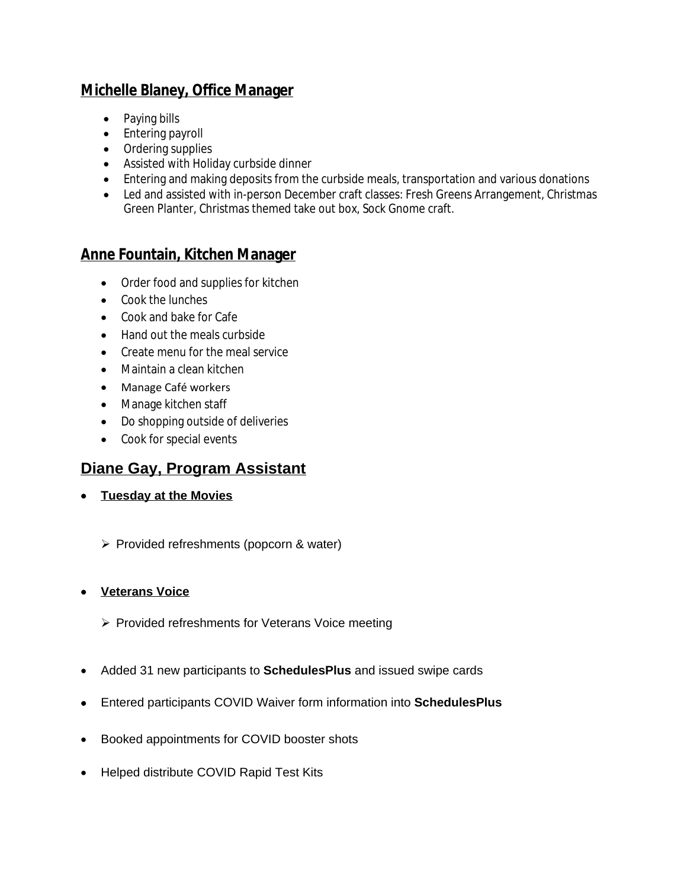## Michelle Blaney, Office Manager

- Paying bills
- Entering payroll
- Ordering supplies
- Assisted with Holiday curbside dinner
- Entering and making deposits from the curbside meals, transportation and various donations
- Led and assisted with in-person December craft classes: Fresh Greens Arrangement, Christmas Green Planter, Christmas themed take out box, Sock Gnome craft.

## Anne Fountain, Kitchen Manager

- Order food and supplies for kitchen
- Cook the lunches
- Cook and bake for Cafe
- Hand out the meals curbside
- Create menu for the meal service
- Maintain a clean kitchen
- Manage Café workers
- Manage kitchen staff
- Do shopping outside of deliveries
- Cook for special events

## Diane Gay, Program Assistant

- **Tuesday at the Movies**
  - Provided refreshments (popcorn & water)
- **Veterans Voice**
  - Provided refreshments for Veterans Voice meeting
- Added 31 new participants to **SchedulesPlus** and issued swipe cards
- Entered participants COVID Waiver form information into **SchedulesPlus**
- Booked appointments for COVID booster shots
- Helped distribute COVID Rapid Test Kits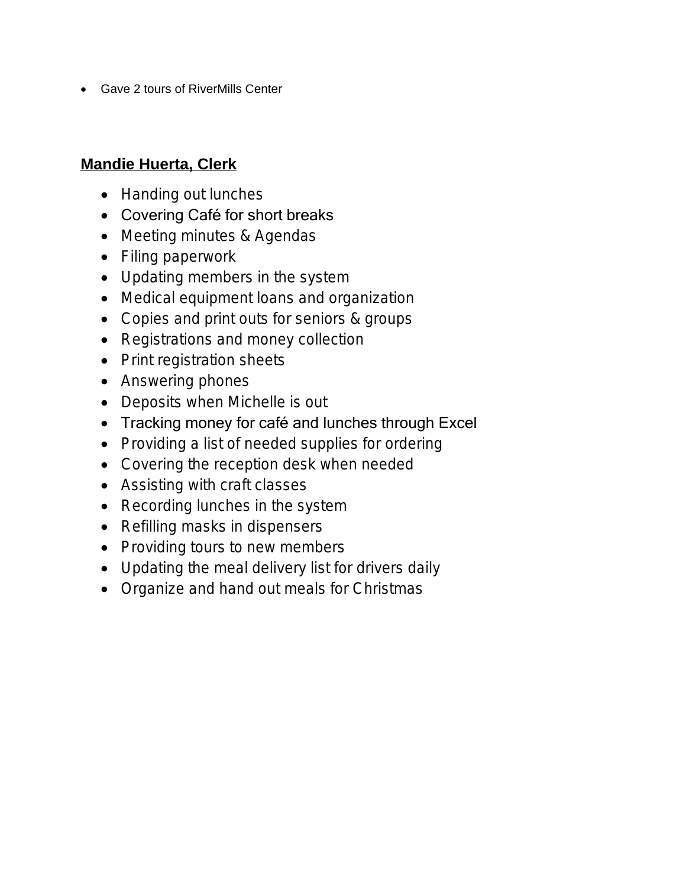- Gave 2 tours of RiverMills Center

**Mandie Huerta, Clerk**

- Handing out lunches
- Covering Café for short breaks
- Meeting minutes & Agendas
- Filing paperwork
- Updating members in the system
- Medical equipment loans and organization
- Copies and print outs for seniors & groups
- Registrations and money collection
- Print registration sheets
- Answering phones
- Deposits when Michelle is out
- Tracking money for café and lunches through Excel
- Providing a list of needed supplies for ordering
- Covering the reception desk when needed
- Assisting with craft classes
- Recording lunches in the system
- Refilling masks in dispensers
- Providing tours to new members
- Updating the meal delivery list for drivers daily
- Organize and hand out meals for Christmas